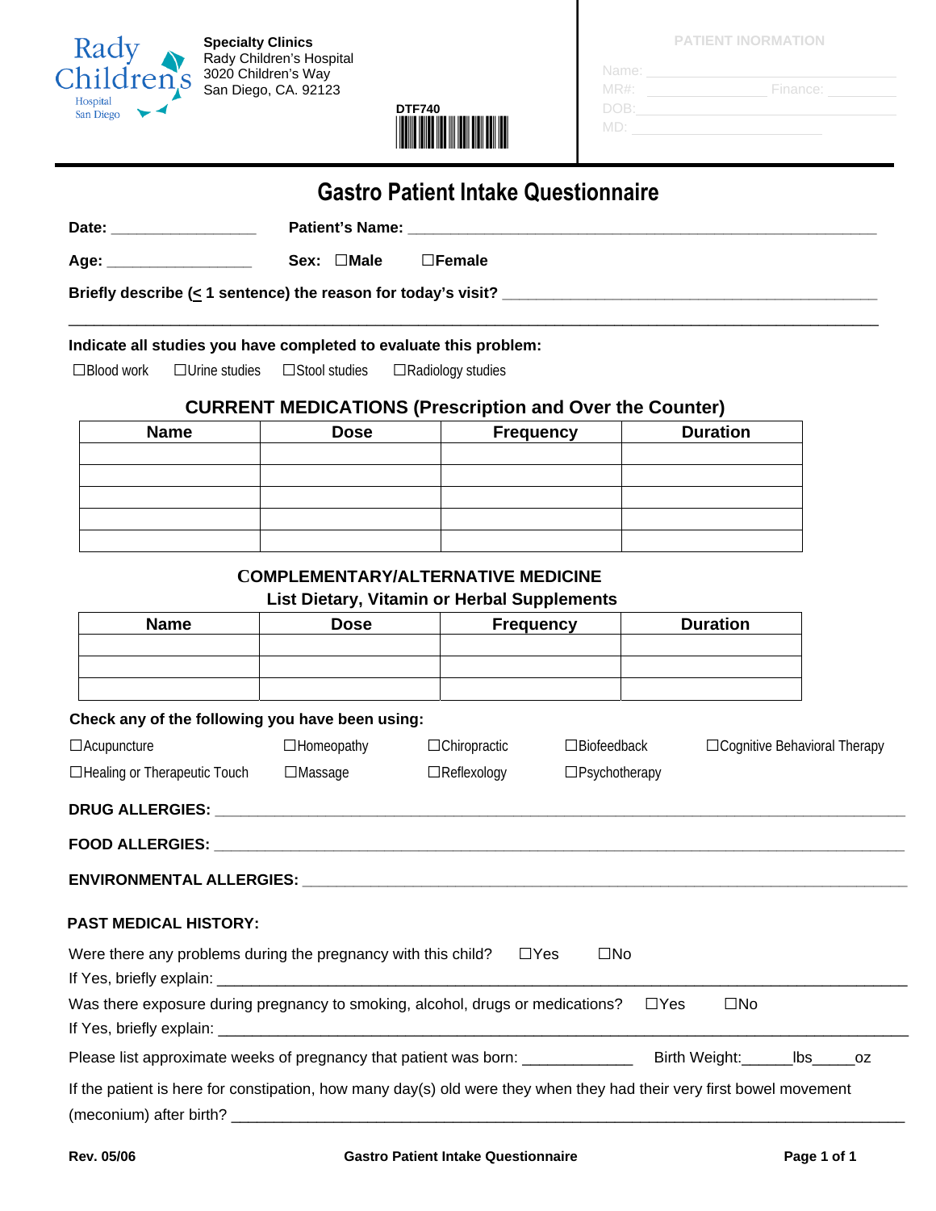Rady Children's Hospital San Diego

**Specialty Clinics**
Rady Children's Hospital
3020 Children's Way
San Diego, CA. 92123

**DTF740**

PATIENT INORMATION

Name: ______________________________
MR#: ________________ Finance: __________
DOB: ______________________________
MD: ________________________

# Gastro Patient Intake Questionnaire

**Date:** _________________ **Patient's Name:** ____________________________________________________________

**Age:** _________________ **Sex:** ☐**Male** ☐**Female**

**Briefly describe (< 1 sentence) the reason for today's visit?** ______________________________________________
____________________________________________________________________________________________________

**Indicate all studies you have completed to evaluate this problem:**

☐Blood work ☐Urine studies ☐Stool studies ☐Radiology studies

## CURRENT MEDICATIONS (Prescription and Over the Counter)

| Name | Dose | Frequency | Duration |
|---|---|---|---|
| | | | |
| | | | |
| | | | |
| | | | |
| | | | |

## COMPLEMENTARY/ALTERNATIVE MEDICINE

### List Dietary, Vitamin or Herbal Supplements

| Name | Dose | Frequency | Duration |
|---|---|---|---|
| | | | |
| | | | |
| | | | |

**Check any of the following you have been using:**

☐Acupuncture ☐Homeopathy ☐Chiropractic ☐Biofeedback ☐Cognitive Behavioral Therapy

☐Healing or Therapeutic Touch ☐Massage ☐Reflexology ☐Psychotherapy

**DRUG ALLERGIES:** ____________________________________________________________________________________

**FOOD ALLERGIES:** ____________________________________________________________________________________

**ENVIRONMENTAL ALLERGIES:** ___________________________________________________________________________

**PAST MEDICAL HISTORY:**

Were there any problems during the pregnancy with this child? ☐Yes ☐No
If Yes, briefly explain: ________________________________________________________________________________

Was there exposure during pregnancy to smoking, alcohol, drugs or medications? ☐Yes ☐No
If Yes, briefly explain: ________________________________________________________________________________

Please list approximate weeks of pregnancy that patient was born: _____________ Birth Weight:______lbs_____oz

If the patient is here for constipation, how many day(s) old were they when they had their very first bowel movement (meconium) after birth? ______________________________________________________________________________

Rev. 05/06 Gastro Patient Intake Questionnaire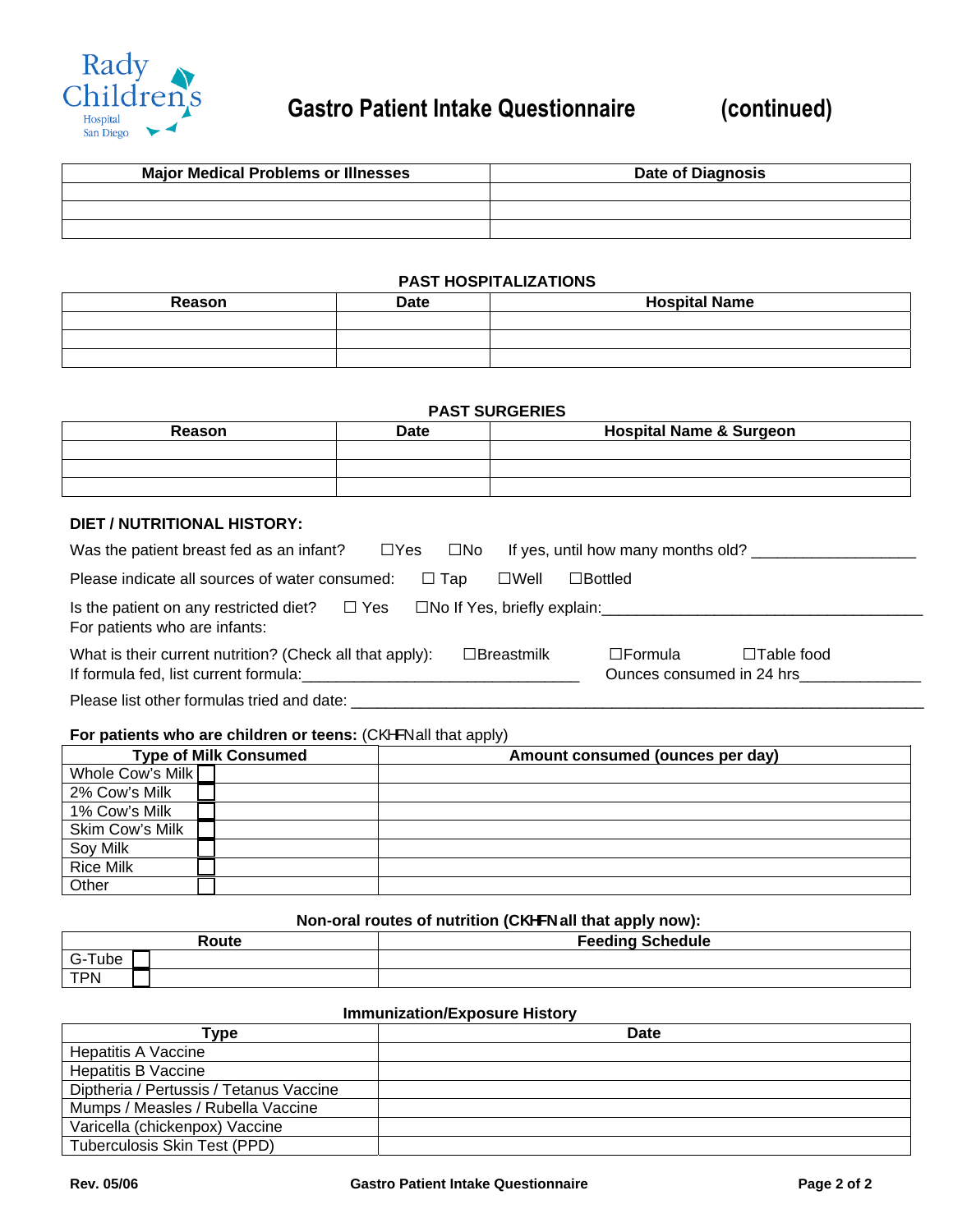# Gastro Patient Intake Questionnaire (continued)

| Major Medical Problems or Illnesses | Date of Diagnosis |
|---|---|
| | |
| | |
| | |

**PAST HOSPITALIZATIONS**

| Reason | Date | Hospital Name |
|---|---|---|
| | | |
| | | |
| | | |

**PAST SURGERIES**

| Reason | Date | Hospital Name & Surgeon |
|---|---|---|
| | | |
| | | |
| | | |

**DIET / NUTRITIONAL HISTORY:**

Was the patient breast fed as an infant? ☐Yes ☐No If yes, until how many months old? ___________________

Please indicate all sources of water consumed: ☐ Tap ☐Well ☐Bottled

Is the patient on any restricted diet? ☐ Yes ☐No If Yes, briefly explain:_____________________________________

For patients who are infants:

What is their current nutrition? (Check all that apply): ☐Breastmilk ☐Formula ☐Table food

If formula fed, list current formula:_________________________________ Ounces consumed in 24 hrs______________

Please list other formulas tried and date: _________________________________________________________________

**For patients who are children or teens:** (CKHFNall that apply)

| Type of Milk Consumed | Amount consumed (ounces per day) |
|---|---|
| Whole Cow's Milk ☐ | |
| 2% Cow's Milk ☐ | |
| 1% Cow's Milk ☐ | |
| Skim Cow's Milk ☐ | |
| Soy Milk ☐ | |
| Rice Milk ☐ | |
| Other ☐ | |

**Non-oral routes of nutrition (CKHFN all that apply now):**

| Route | Feeding Schedule |
|---|---|
| G-Tube ☐ | |
| TPN ☐ | |

**Immunization/Exposure History**

| Type | Date |
|---|---|
| Hepatitis A Vaccine | |
| Hepatitis B Vaccine | |
| Diptheria / Pertussis / Tetanus Vaccine | |
| Mumps / Measles / Rubella Vaccine | |
| Varicella (chickenpox) Vaccine | |
| Tuberculosis Skin Test (PPD) | |

Rev. 05/06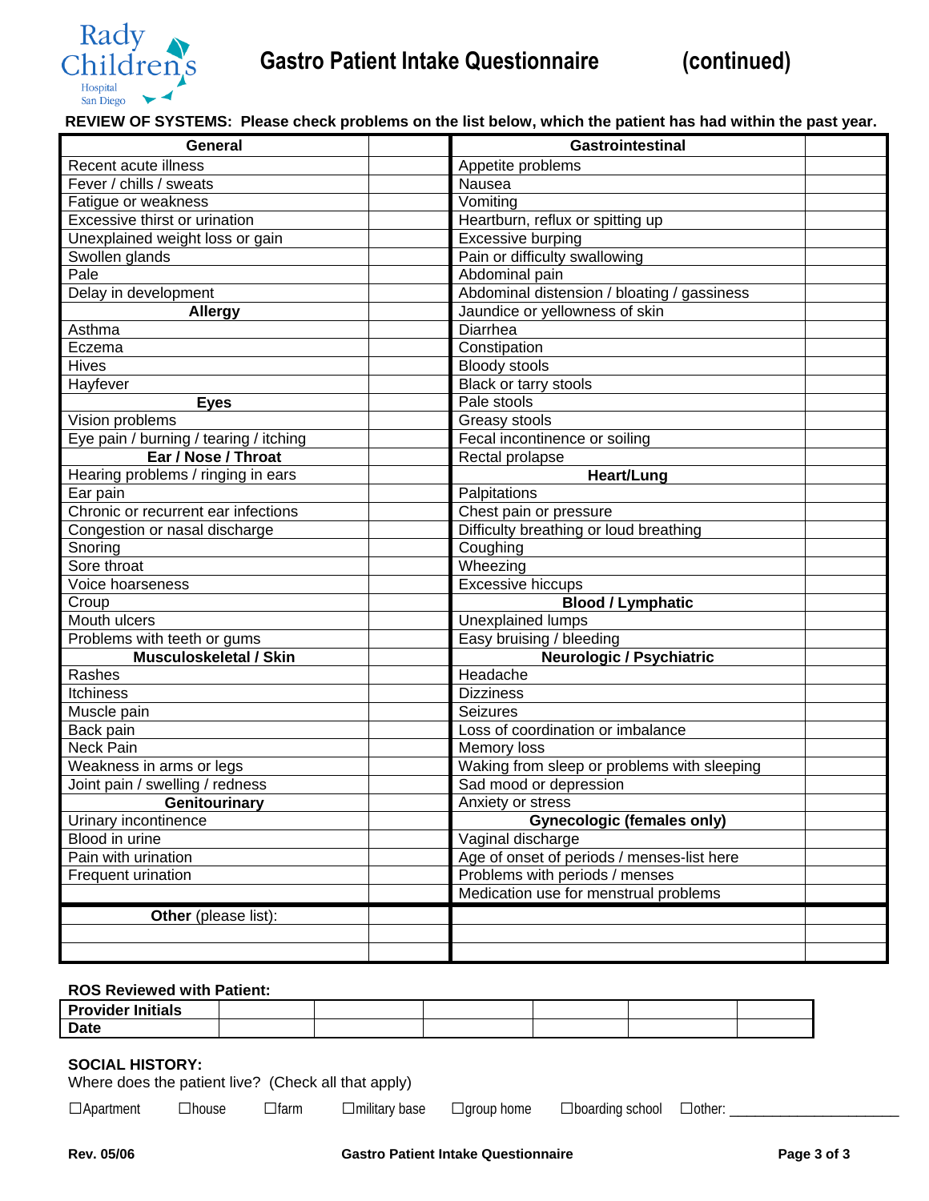# Gastro Patient Intake Questionnaire (continued)

**REVIEW OF SYSTEMS: Please check problems on the list below, which the patient has had within the past year.**

| **General** | | **Gastrointestinal** | |
|---|---|---|---|
| Recent acute illness | | Appetite problems | |
| Fever / chills / sweats | | Nausea | |
| Fatigue or weakness | | Vomiting | |
| Excessive thirst or urination | | Heartburn, reflux or spitting up | |
| Unexplained weight loss or gain | | Excessive burping | |
| Swollen glands | | Pain or difficulty swallowing | |
| Pale | | Abdominal pain | |
| Delay in development | | Abdominal distension / bloating / gassiness | |
| **Allergy** | | Jaundice or yellowness of skin | |
| Asthma | | Diarrhea | |
| Eczema | | Constipation | |
| Hives | | Bloody stools | |
| Hayfever | | Black or tarry stools | |
| **Eyes** | | Pale stools | |
| Vision problems | | Greasy stools | |
| Eye pain / burning / tearing / itching | | Fecal incontinence or soiling | |
| **Ear / Nose / Throat** | | Rectal prolapse | |
| Hearing problems / ringing in ears | | **Heart/Lung** | |
| Ear pain | | Palpitations | |
| Chronic or recurrent ear infections | | Chest pain or pressure | |
| Congestion or nasal discharge | | Difficulty breathing or loud breathing | |
| Snoring | | Coughing | |
| Sore throat | | Wheezing | |
| Voice hoarseness | | Excessive hiccups | |
| Croup | | **Blood / Lymphatic** | |
| Mouth ulcers | | Unexplained lumps | |
| Problems with teeth or gums | | Easy bruising / bleeding | |
| **Musculoskeletal / Skin** | | **Neurologic / Psychiatric** | |
| Rashes | | Headache | |
| Itchiness | | Dizziness | |
| Muscle pain | | Seizures | |
| Back pain | | Loss of coordination or imbalance | |
| Neck Pain | | Memory loss | |
| Weakness in arms or legs | | Waking from sleep or problems with sleeping | |
| Joint pain / swelling / redness | | Sad mood or depression | |
| **Genitourinary** | | Anxiety or stress | |
| Urinary incontinence | | **Gynecologic (females only)** | |
| Blood in urine | | Vaginal discharge | |
| Pain with urination | | Age of onset of periods / menses-list here | |
| Frequent urination | | Problems with periods / menses | |
| | | Medication use for menstrual problems | |
| **Other** (please list): | | | |
| | | | |
| | | | |

**ROS Reviewed with Patient:**

| **Provider Initials** | | | | | | |
|---|---|---|---|---|---|---|
| **Date** | | | | | | |

**SOCIAL HISTORY:**

Where does the patient live? (Check all that apply)

☐Apartment ☐house ☐farm ☐military base ☐group home ☐boarding school ☐other: ____________________

Rev. 05/06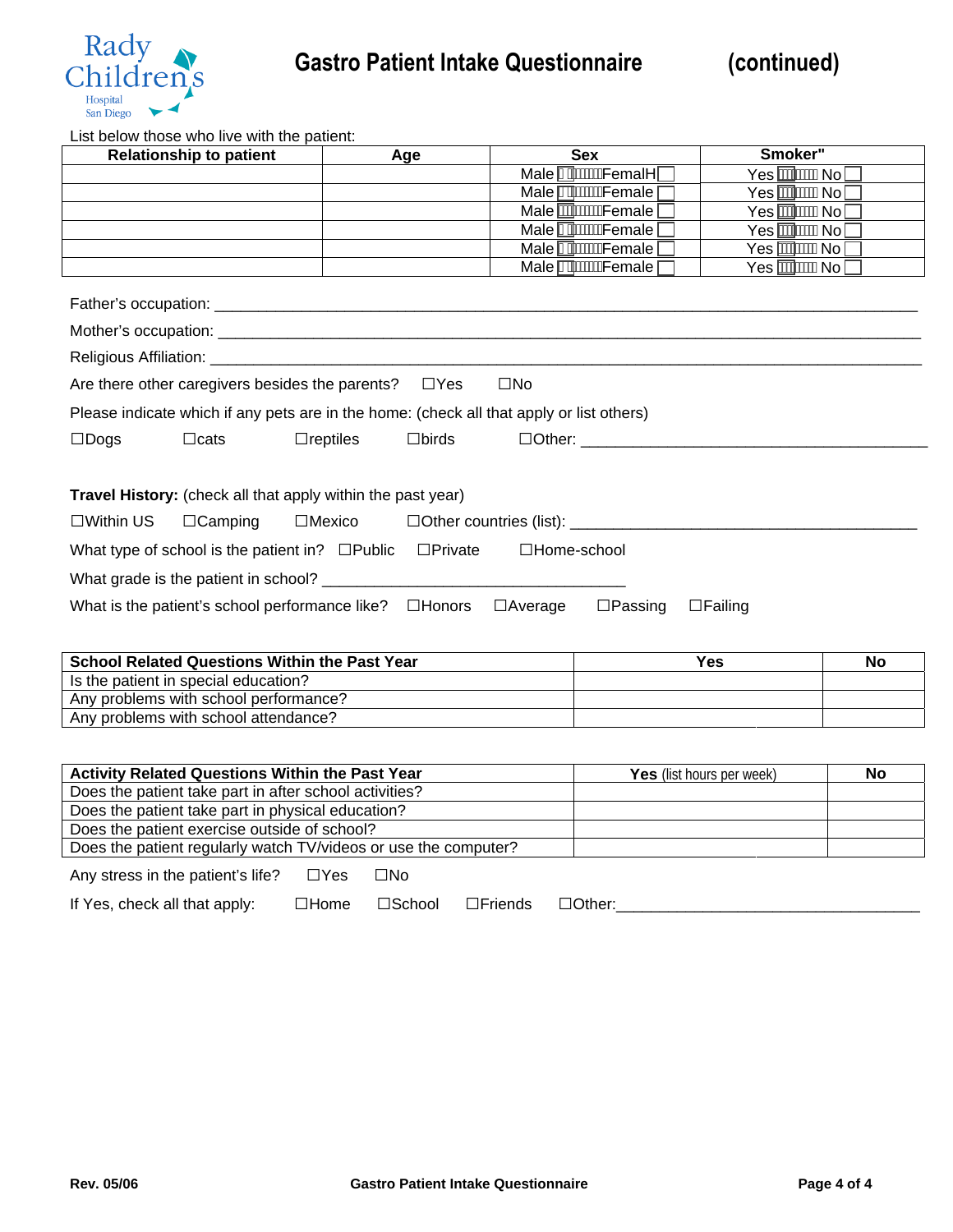# Gastro Patient Intake Questionnaire (continued)

List below those who live with the patient:

| Relationship to patient | Age | Sex | Smoker" |
|---|---|---|---|
| | | Male ☐ FemalH ☐ | Yes ☐ No ☐ |
| | | Male ☐ Female ☐ | Yes ☐ No ☐ |
| | | Male ☐ Female ☐ | Yes ☐ No ☐ |
| | | Male ☐ Female ☐ | Yes ☐ No ☐ |
| | | Male ☐ Female ☐ | Yes ☐ No ☐ |
| | | Male ☐ Female ☐ | Yes ☐ No ☐ |

Father's occupation: ___________________________________________________________________________

Mother's occupation: __________________________________________________________________________

Religious Affiliation: _________________________________________________________________________

Are there other caregivers besides the parents? ☐Yes ☐No

Please indicate which if any pets are in the home: (check all that apply or list others)

☐Dogs ☐cats ☐reptiles ☐birds ☐Other: ______________________________________

**Travel History:** (check all that apply within the past year)

☐Within US ☐Camping ☐Mexico ☐Other countries (list): ______________________________________

What type of school is the patient in? ☐Public ☐Private ☐Home-school

What grade is the patient in school? ________________________________

What is the patient's school performance like? ☐Honors ☐Average ☐Passing ☐Failing

| School Related Questions Within the Past Year | Yes | No |
|---|---|---|
| Is the patient in special education? | | |
| Any problems with school performance? | | |
| Any problems with school attendance? | | |

| Activity Related Questions Within the Past Year | Yes (list hours per week) | No |
|---|---|---|
| Does the patient take part in after school activities? | | |
| Does the patient take part in physical education? | | |
| Does the patient exercise outside of school? | | |
| Does the patient regularly watch TV/videos or use the computer? | | |

Any stress in the patient's life? ☐Yes ☐No

If Yes, check all that apply: ☐Home ☐School ☐Friends ☐Other:_________________________________

Rev. 05/06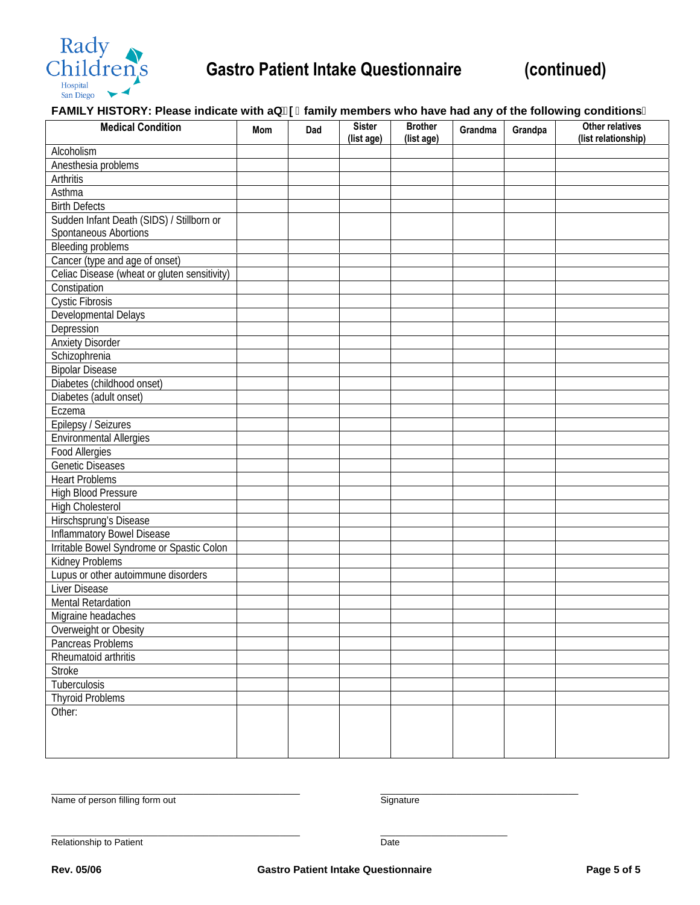# Gastro Patient Intake Questionnaire (continued)

**FAMILY HISTORY: Please indicate with aQ[ family members who have had any of the following conditions**

| Medical Condition | Mom | Dad | Sister (list age) | Brother (list age) | Grandma | Grandpa | Other relatives (list relationship) |
|---|---|---|---|---|---|---|---|
| Alcoholism | | | | | | | |
| Anesthesia problems | | | | | | | |
| Arthritis | | | | | | | |
| Asthma | | | | | | | |
| Birth Defects | | | | | | | |
| Sudden Infant Death (SIDS) / Stillborn or Spontaneous Abortions | | | | | | | |
| Bleeding problems | | | | | | | |
| Cancer (type and age of onset) | | | | | | | |
| Celiac Disease (wheat or gluten sensitivity) | | | | | | | |
| Constipation | | | | | | | |
| Cystic Fibrosis | | | | | | | |
| Developmental Delays | | | | | | | |
| Depression | | | | | | | |
| Anxiety Disorder | | | | | | | |
| Schizophrenia | | | | | | | |
| Bipolar Disease | | | | | | | |
| Diabetes (childhood onset) | | | | | | | |
| Diabetes (adult onset) | | | | | | | |
| Eczema | | | | | | | |
| Epilepsy / Seizures | | | | | | | |
| Environmental Allergies | | | | | | | |
| Food Allergies | | | | | | | |
| Genetic Diseases | | | | | | | |
| Heart Problems | | | | | | | |
| High Blood Pressure | | | | | | | |
| High Cholesterol | | | | | | | |
| Hirschsprung's Disease | | | | | | | |
| Inflammatory Bowel Disease | | | | | | | |
| Irritable Bowel Syndrome or Spastic Colon | | | | | | | |
| Kidney Problems | | | | | | | |
| Lupus or other autoimmune disorders | | | | | | | |
| Liver Disease | | | | | | | |
| Mental Retardation | | | | | | | |
| Migraine headaches | | | | | | | |
| Overweight or Obesity | | | | | | | |
| Pancreas Problems | | | | | | | |
| Rheumatoid arthritis | | | | | | | |
| Stroke | | | | | | | |
| Tuberculosis | | | | | | | |
| Thyroid Problems | | | | | | | |
| Other: | | | | | | | |

Name of person filling form out ______________________

Signature ______________________

Relationship to Patient ______________________

Date ______________________

Rev. 05/06